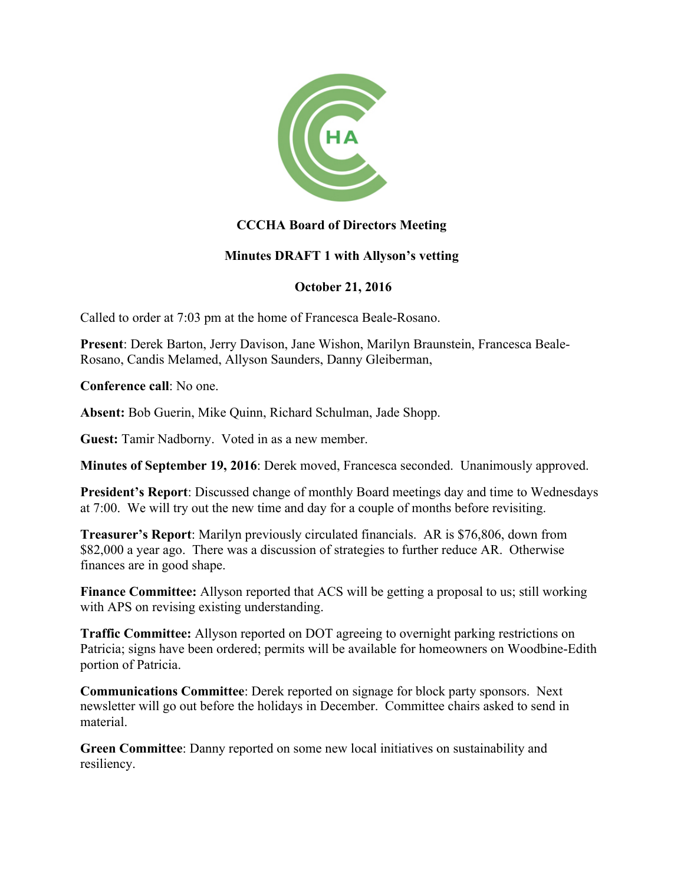**CCCHA Board of Directors Meeting**

**Minutes DRAFT 1 with Allyson's vetting**

**October 21, 2016**

Called to order at 7:03 pm at the home of Francesca Beale-Rosano.

**Present**: Derek Barton, Jerry Davison, Jane Wishon, Marilyn Braunstein, Francesca Beale-Rosano, Candis Melamed, Allyson Saunders, Danny Gleiberman,

**Conference call**: No one.

**Absent:** Bob Guerin, Mike Quinn, Richard Schulman, Jade Shopp.

**Guest:** Tamir Nadborny. Voted in as a new member.

**Minutes of September 19, 2016**: Derek moved, Francesca seconded. Unanimously approved.

**President's Report**: Discussed change of monthly Board meetings day and time to Wednesdays at 7:00. We will try out the new time and day for a couple of months before revisiting.

**Treasurer's Report**: Marilyn previously circulated financials. AR is $76,806, down from $82,000 a year ago. There was a discussion of strategies to further reduce AR. Otherwise finances are in good shape.

**Finance Committee:** Allyson reported that ACS will be getting a proposal to us; still working with APS on revising existing understanding.

**Traffic Committee:** Allyson reported on DOT agreeing to overnight parking restrictions on Patricia; signs have been ordered; permits will be available for homeowners on Woodbine-Edith portion of Patricia.

**Communications Committee**: Derek reported on signage for block party sponsors. Next newsletter will go out before the holidays in December. Committee chairs asked to send in material.

**Green Committee**: Danny reported on some new local initiatives on sustainability and resiliency.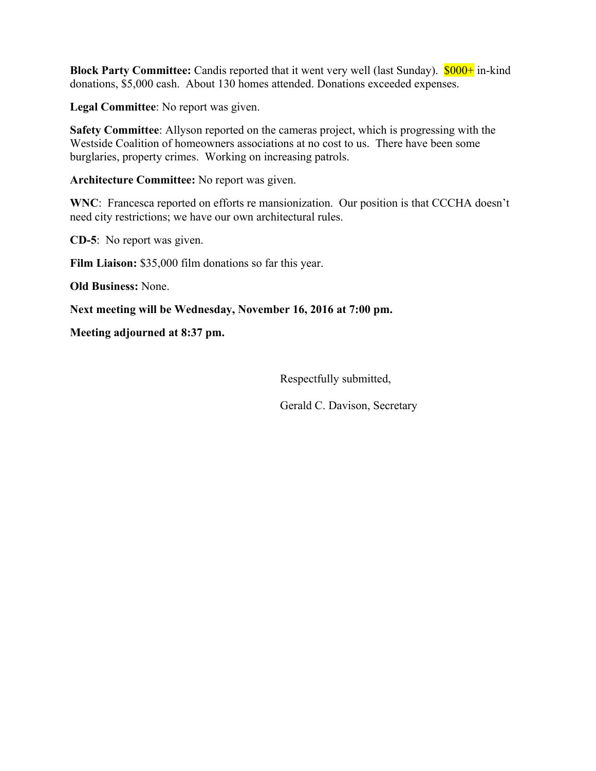**Block Party Committee:** Candis reported that it went very well (last Sunday). $000+ in-kind donations, $5,000 cash. About 130 homes attended. Donations exceeded expenses.

**Legal Committee**: No report was given.

**Safety Committee**: Allyson reported on the cameras project, which is progressing with the Westside Coalition of homeowners associations at no cost to us. There have been some burglaries, property crimes. Working on increasing patrols.

**Architecture Committee:** No report was given.

**WNC**: Francesca reported on efforts re mansionization. Our position is that CCCHA doesn't need city restrictions; we have our own architectural rules.

**CD-5**: No report was given.

**Film Liaison:** $35,000 film donations so far this year.

**Old Business:** None.

**Next meeting will be Wednesday, November 16, 2016 at 7:00 pm.**

**Meeting adjourned at 8:37 pm.**

Respectfully submitted,

Gerald C. Davison, Secretary